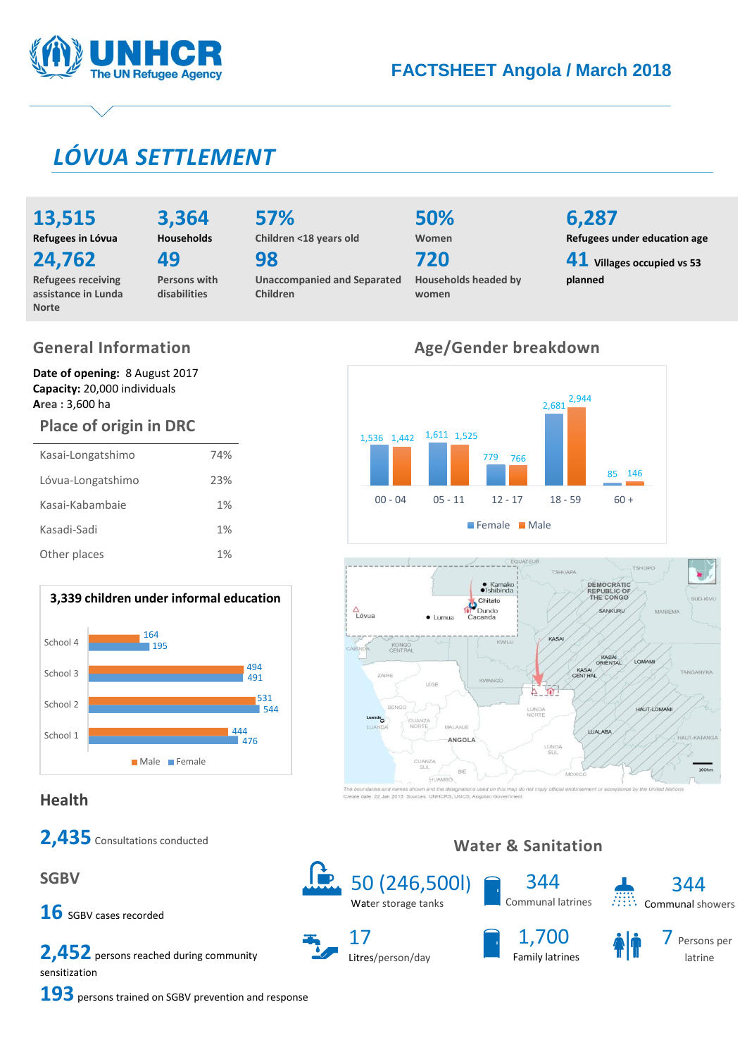# FACTSHEET Angola / March 2018

## LÓVUA SETTLEMENT

**13,515**
**Refugees in Lóvua**

**24,762**
**Refugees receiving assistance in Lunda Norte**

**3,364**
**Households**

**49**
**Persons with disabilities**

**57%**
**Children <18 years old**

**98**
**Unaccompanied and Separated Children**

**50%**
**Women**

**720**
**Households headed by women**

**6,287**
**Refugees under education age**

**41** **Villages occupied vs 53 planned**

## General Information

**Date of opening:** 8 August 2017
**Capacity:** 20,000 individuals
**Area :** 3,600 ha

### Place of origin in DRC

| Place | % |
|---|---|
| Kasai-Longatshimo | 74% |
| Lóvua-Longatshimo | 23% |
| Kasai-Kabambaie | 1% |
| Kasadi-Sadi | 1% |
| Other places | 1% |

## Age/Gender breakdown

| Age | Female | Male |
|---|---|---|
| 00 - 04 | 1,536 | 1,442 |
| 05 - 11 | 1,611 | 1,525 |
| 12 - 17 | 779 | 766 |
| 18 - 59 | 2,681 | 2,944 |
| 60 + | 85 | 146 |

### 3,339 children under informal education

| | Male | Female |
|---|---|---|
| School 4 | 164 | 195 |
| School 3 | 494 | 491 |
| School 2 | 531 | 544 |
| School 1 | 444 | 476 |

The boundaries and names shown and the designations used on this map do not imply official endorsement or acceptance by the United Nations.
Create date: 22 Jan 2018 Sources: UNHCRS, UNCS, Angolan Government

## Health

**2,435** Consultations conducted

## SGBV

**16** SGBV cases recorded

**2,452** persons reached during community sensitization

**193** persons trained on SGBV prevention and response

## Water & Sanitation

**50 (246,500l)** Water storage tanks

**344** Communal latrines

**344** Communal showers

**17** Litres/person/day

**1,700** Family latrines

**7** Persons per latrine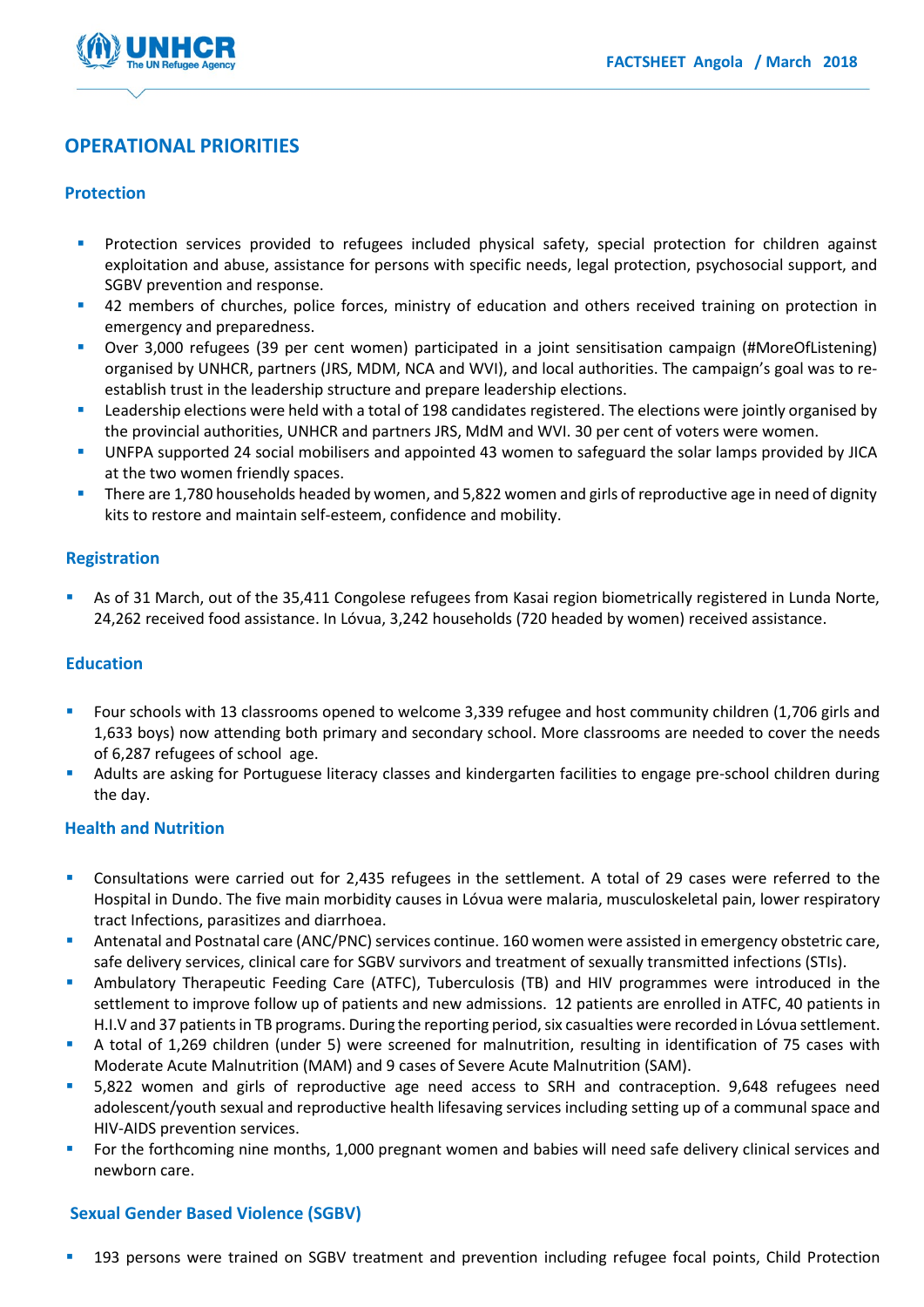## OPERATIONAL PRIORITIES

### Protection

- Protection services provided to refugees included physical safety, special protection for children against exploitation and abuse, assistance for persons with specific needs, legal protection, psychosocial support, and SGBV prevention and response.
- 42 members of churches, police forces, ministry of education and others received training on protection in emergency and preparedness.
- Over 3,000 refugees (39 per cent women) participated in a joint sensitisation campaign (#MoreOfListening) organised by UNHCR, partners (JRS, MDM, NCA and WVI), and local authorities. The campaign's goal was to re-establish trust in the leadership structure and prepare leadership elections.
- Leadership elections were held with a total of 198 candidates registered. The elections were jointly organised by the provincial authorities, UNHCR and partners JRS, MdM and WVI. 30 per cent of voters were women.
- UNFPA supported 24 social mobilisers and appointed 43 women to safeguard the solar lamps provided by JICA at the two women friendly spaces.
- There are 1,780 households headed by women, and 5,822 women and girls of reproductive age in need of dignity kits to restore and maintain self-esteem, confidence and mobility.

### Registration

- As of 31 March, out of the 35,411 Congolese refugees from Kasai region biometrically registered in Lunda Norte, 24,262 received food assistance. In Lóvua, 3,242 households (720 headed by women) received assistance.

### Education

- Four schools with 13 classrooms opened to welcome 3,339 refugee and host community children (1,706 girls and 1,633 boys) now attending both primary and secondary school. More classrooms are needed to cover the needs of 6,287 refugees of school age.
- Adults are asking for Portuguese literacy classes and kindergarten facilities to engage pre-school children during the day.

### Health and Nutrition

- Consultations were carried out for 2,435 refugees in the settlement. A total of 29 cases were referred to the Hospital in Dundo. The five main morbidity causes in Lóvua were malaria, musculoskeletal pain, lower respiratory tract Infections, parasitizes and diarrhoea.
- Antenatal and Postnatal care (ANC/PNC) services continue. 160 women were assisted in emergency obstetric care, safe delivery services, clinical care for SGBV survivors and treatment of sexually transmitted infections (STIs).
- Ambulatory Therapeutic Feeding Care (ATFC), Tuberculosis (TB) and HIV programmes were introduced in the settlement to improve follow up of patients and new admissions. 12 patients are enrolled in ATFC, 40 patients in H.I.V and 37 patients in TB programs. During the reporting period, six casualties were recorded in Lóvua settlement.
- A total of 1,269 children (under 5) were screened for malnutrition, resulting in identification of 75 cases with Moderate Acute Malnutrition (MAM) and 9 cases of Severe Acute Malnutrition (SAM).
- 5,822 women and girls of reproductive age need access to SRH and contraception. 9,648 refugees need adolescent/youth sexual and reproductive health lifesaving services including setting up of a communal space and HIV-AIDS prevention services.
- For the forthcoming nine months, 1,000 pregnant women and babies will need safe delivery clinical services and newborn care.

### Sexual Gender Based Violence (SGBV)

- 193 persons were trained on SGBV treatment and prevention including refugee focal points, Child Protection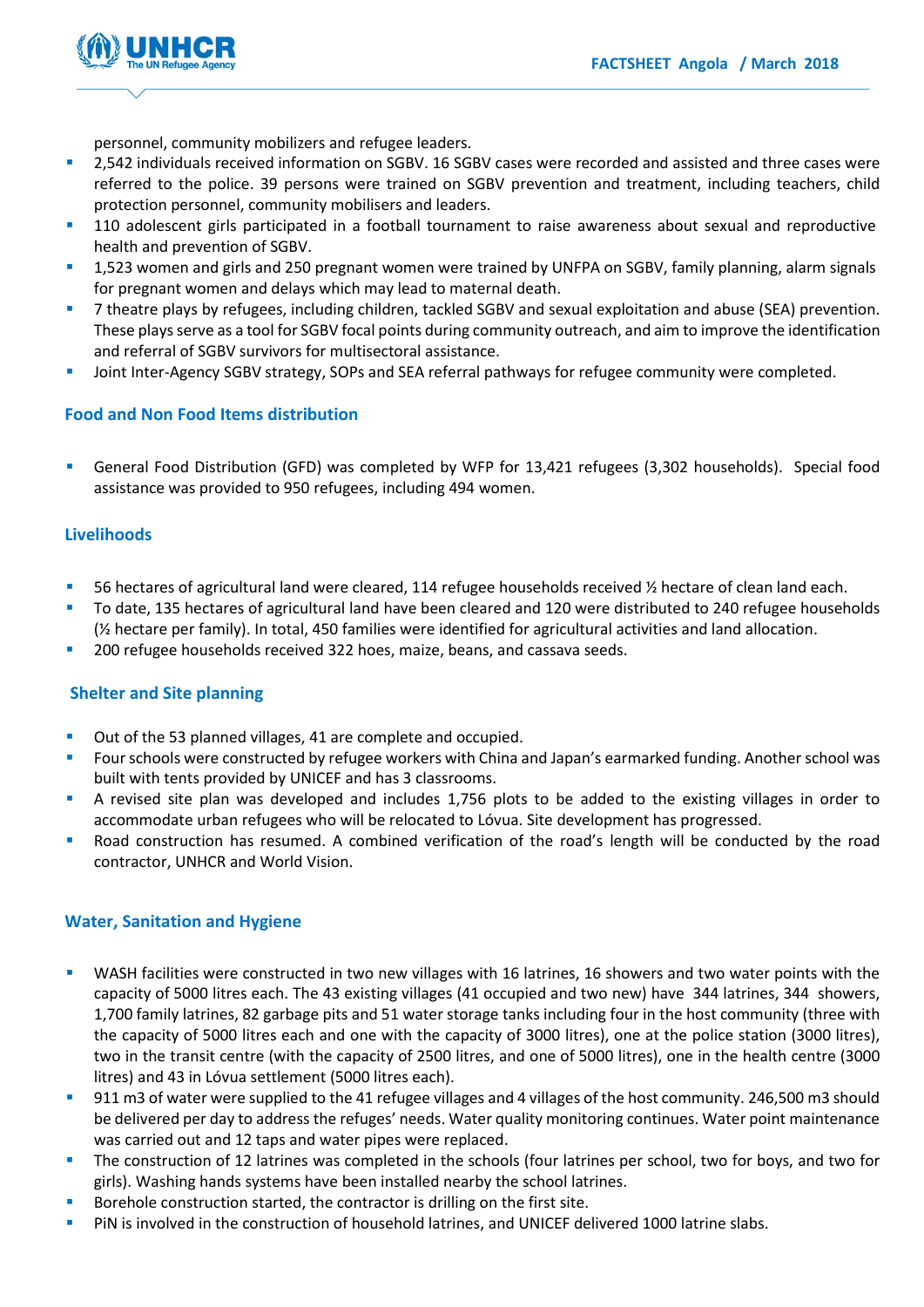personnel, community mobilizers and refugee leaders.

- 2,542 individuals received information on SGBV. 16 SGBV cases were recorded and assisted and three cases were referred to the police. 39 persons were trained on SGBV prevention and treatment, including teachers, child protection personnel, community mobilisers and leaders.
- 110 adolescent girls participated in a football tournament to raise awareness about sexual and reproductive health and prevention of SGBV.
- 1,523 women and girls and 250 pregnant women were trained by UNFPA on SGBV, family planning, alarm signals for pregnant women and delays which may lead to maternal death.
- 7 theatre plays by refugees, including children, tackled SGBV and sexual exploitation and abuse (SEA) prevention. These plays serve as a tool for SGBV focal points during community outreach, and aim to improve the identification and referral of SGBV survivors for multisectoral assistance.
- Joint Inter-Agency SGBV strategy, SOPs and SEA referral pathways for refugee community were completed.

## Food and Non Food Items distribution

- General Food Distribution (GFD) was completed by WFP for 13,421 refugees (3,302 households). Special food assistance was provided to 950 refugees, including 494 women.

## Livelihoods

- 56 hectares of agricultural land were cleared, 114 refugee households received ½ hectare of clean land each.
- To date, 135 hectares of agricultural land have been cleared and 120 were distributed to 240 refugee households (½ hectare per family). In total, 450 families were identified for agricultural activities and land allocation.
- 200 refugee households received 322 hoes, maize, beans, and cassava seeds.

## Shelter and Site planning

- Out of the 53 planned villages, 41 are complete and occupied.
- Four schools were constructed by refugee workers with China and Japan's earmarked funding. Another school was built with tents provided by UNICEF and has 3 classrooms.
- A revised site plan was developed and includes 1,756 plots to be added to the existing villages in order to accommodate urban refugees who will be relocated to Lóvua. Site development has progressed.
- Road construction has resumed. A combined verification of the road's length will be conducted by the road contractor, UNHCR and World Vision.

## Water, Sanitation and Hygiene

- WASH facilities were constructed in two new villages with 16 latrines, 16 showers and two water points with the capacity of 5000 litres each. The 43 existing villages (41 occupied and two new) have 344 latrines, 344 showers, 1,700 family latrines, 82 garbage pits and 51 water storage tanks including four in the host community (three with the capacity of 5000 litres each and one with the capacity of 3000 litres), one at the police station (3000 litres), two in the transit centre (with the capacity of 2500 litres, and one of 5000 litres), one in the health centre (3000 litres) and 43 in Lóvua settlement (5000 litres each).
- 911 m3 of water were supplied to the 41 refugee villages and 4 villages of the host community. 246,500 m3 should be delivered per day to address the refuges' needs. Water quality monitoring continues. Water point maintenance was carried out and 12 taps and water pipes were replaced.
- The construction of 12 latrines was completed in the schools (four latrines per school, two for boys, and two for girls). Washing hands systems have been installed nearby the school latrines.
- Borehole construction started, the contractor is drilling on the first site.
- PiN is involved in the construction of household latrines, and UNICEF delivered 1000 latrine slabs.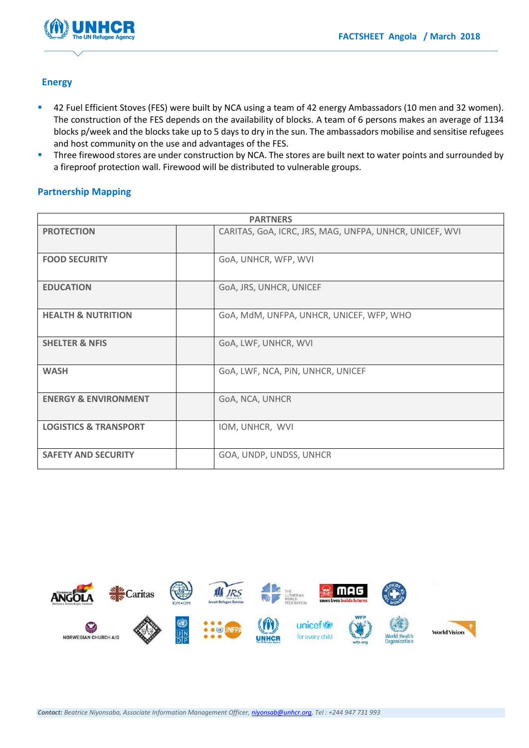## Energy

- 42 Fuel Efficient Stoves (FES) were built by NCA using a team of 42 energy Ambassadors (10 men and 32 women). The construction of the FES depends on the availability of blocks. A team of 6 persons makes an average of 1134 blocks p/week and the blocks take up to 5 days to dry in the sun. The ambassadors mobilise and sensitise refugees and host community on the use and advantages of the FES.
- Three firewood stores are under construction by NCA. The stores are built next to water points and surrounded by a fireproof protection wall. Firewood will be distributed to vulnerable groups.

## Partnership Mapping

| PARTNERS | | |
|---|---|---|
| **PROTECTION** | | CARITAS, GoA, ICRC, JRS, MAG, UNFPA, UNHCR, UNICEF, WVI |
| **FOOD SECURITY** | | GoA, UNHCR, WFP, WVI |
| **EDUCATION** | | GoA, JRS, UNHCR, UNICEF |
| **HEALTH & NUTRITION** | | GoA, MdM, UNFPA, UNHCR, UNICEF, WFP, WHO |
| **SHELTER & NFIS** | | GoA, LWF, UNHCR, WVI |
| **WASH** | | GoA, LWF, NCA, PiN, UNHCR, UNICEF |
| **ENERGY & ENVIRONMENT** | | GoA, NCA, UNHCR |
| **LOGISTICS & TRANSPORT** | | IOM, UNHCR, WVI |
| **SAFETY AND SECURITY** | | GOA, UNDP, UNDSS, UNHCR |

***Contact:*** *Beatrice Niyonsaba, Associate Information Management Officer, niyonsab@unhcr.org, Tel : +244 947 731 993*